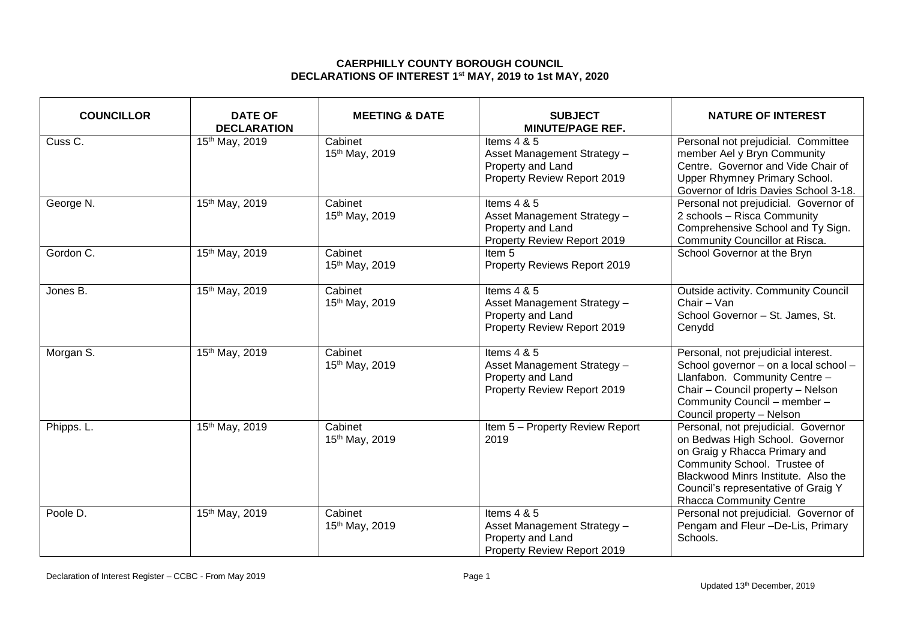**CAERPHILLY COUNTY BOROUGH COUNCIL**
**DECLARATIONS OF INTEREST 1st MAY, 2019 to 1st MAY, 2020**

| COUNCILLOR | DATE OF DECLARATION | MEETING & DATE | SUBJECT MINUTE/PAGE REF. | NATURE OF INTEREST |
|---|---|---|---|---|
| Cuss C. | 15th May, 2019 | Cabinet 15th May, 2019 | Items 4 & 5 Asset Management Strategy – Property and Land Property Review Report 2019 | Personal not prejudicial. Committee member Ael y Bryn Community Centre. Governor and Vide Chair of Upper Rhymney Primary School. Governor of Idris Davies School 3-18. |
| George N. | 15th May, 2019 | Cabinet 15th May, 2019 | Items 4 & 5 Asset Management Strategy – Property and Land Property Review Report 2019 | Personal not prejudicial. Governor of 2 schools – Risca Community Comprehensive School and Ty Sign. Community Councillor at Risca. |
| Gordon C. | 15th May, 2019 | Cabinet 15th May, 2019 | Item 5 Property Reviews Report 2019 | School Governor at the Bryn |
| Jones B. | 15th May, 2019 | Cabinet 15th May, 2019 | Items 4 & 5 Asset Management Strategy – Property and Land Property Review Report 2019 | Outside activity. Community Council Chair – Van School Governor – St. James, St. Cenydd |
| Morgan S. | 15th May, 2019 | Cabinet 15th May, 2019 | Items 4 & 5 Asset Management Strategy – Property and Land Property Review Report 2019 | Personal, not prejudicial interest. School governor – on a local school – Llanfabon. Community Centre – Chair – Council property – Nelson Community Council – member – Council property – Nelson |
| Phipps. L. | 15th May, 2019 | Cabinet 15th May, 2019 | Item 5 – Property Review Report 2019 | Personal, not prejudicial. Governor on Bedwas High School. Governor on Graig y Rhacca Primary and Community School. Trustee of Blackwood Minrs Institute. Also the Council's representative of Graig Y Rhacca Community Centre |
| Poole D. | 15th May, 2019 | Cabinet 15th May, 2019 | Items 4 & 5 Asset Management Strategy – Property and Land Property Review Report 2019 | Personal not prejudicial. Governor of Pengam and Fleur –De-Lis, Primary Schools. |

Updated 13th December, 2019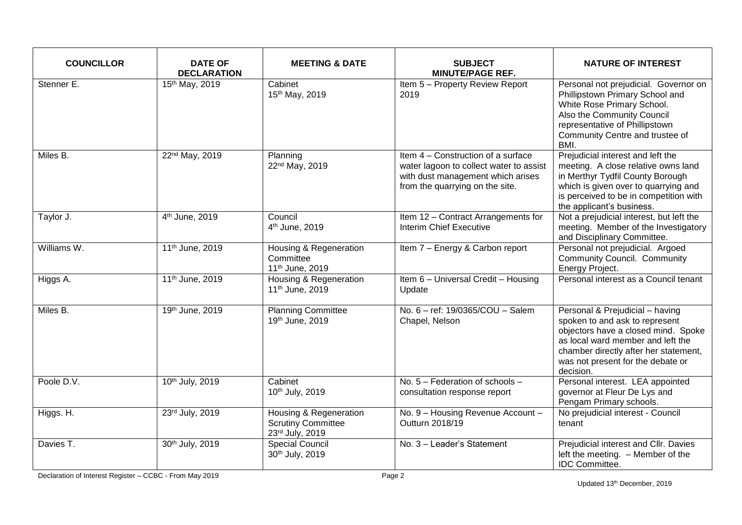| COUNCILLOR | DATE OF DECLARATION | MEETING & DATE | SUBJECT MINUTE/PAGE REF. | NATURE OF INTEREST |
|---|---|---|---|---|
| Stenner E. | 15th May, 2019 | Cabinet 15th May, 2019 | Item 5 – Property Review Report 2019 | Personal not prejudicial. Governor on Phillipstown Primary School and White Rose Primary School. Also the Community Council representative of Phillipstown Community Centre and trustee of BMI. |
| Miles B. | 22nd May, 2019 | Planning 22nd May, 2019 | Item 4 – Construction of a surface water lagoon to collect water to assist with dust management which arises from the quarrying on the site. | Prejudicial interest and left the meeting. A close relative owns land in Merthyr Tydfil County Borough which is given over to quarrying and is perceived to be in competition with the applicant's business. |
| Taylor J. | 4th June, 2019 | Council 4th June, 2019 | Item 12 – Contract Arrangements for Interim Chief Executive | Not a prejudicial interest, but left the meeting. Member of the Investigatory and Disciplinary Committee. |
| Williams W. | 11th June, 2019 | Housing & Regeneration Committee 11th June, 2019 | Item 7 – Energy & Carbon report | Personal not prejudicial. Argoed Community Council. Community Energy Project. |
| Higgs A. | 11th June, 2019 | Housing & Regeneration 11th June, 2019 | Item 6 – Universal Credit – Housing Update | Personal interest as a Council tenant |
| Miles B. | 19th June, 2019 | Planning Committee 19th June, 2019 | No. 6 – ref: 19/0365/COU – Salem Chapel, Nelson | Personal & Prejudicial – having spoken to and ask to represent objectors have a closed mind. Spoke as local ward member and left the chamber directly after her statement, was not present for the debate or decision. |
| Poole D.V. | 10th July, 2019 | Cabinet 10th July, 2019 | No. 5 – Federation of schools – consultation response report | Personal interest. LEA appointed governor at Fleur De Lys and Pengam Primary schools. |
| Higgs. H. | 23rd July, 2019 | Housing & Regeneration Scrutiny Committee 23rd July, 2019 | No. 9 – Housing Revenue Account – Outturn 2018/19 | No prejudicial interest - Council tenant |
| Davies T. | 30th July, 2019 | Special Council 30th July, 2019 | No. 3 – Leader's Statement | Prejudicial interest and Cllr. Davies left the meeting. – Member of the IDC Committee. |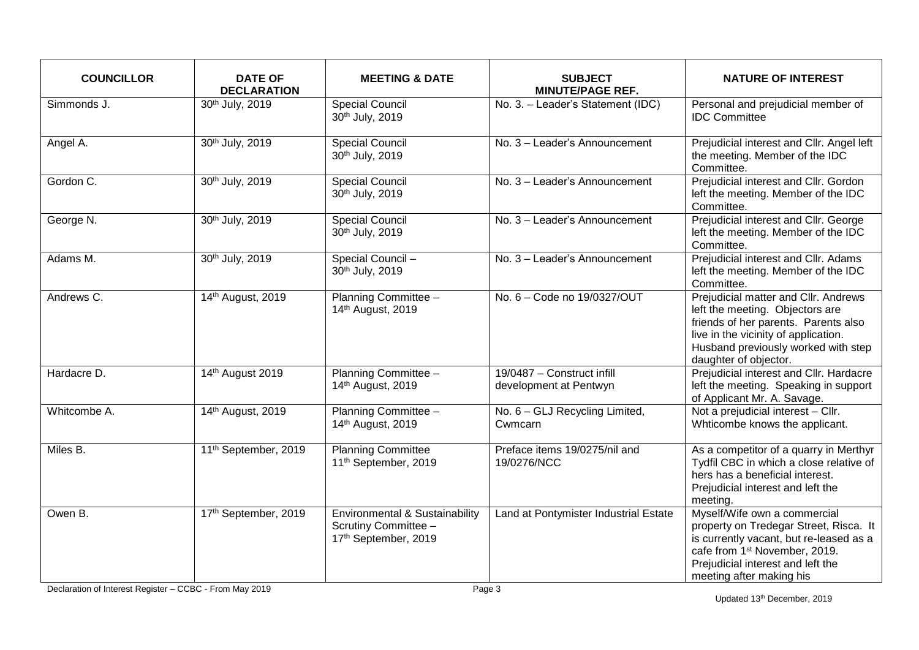| COUNCILLOR | DATE OF DECLARATION | MEETING & DATE | SUBJECT MINUTE/PAGE REF. | NATURE OF INTEREST |
|---|---|---|---|---|
| Simmonds J. | 30th July, 2019 | Special Council 30th July, 2019 | No. 3. – Leader's Statement (IDC) | Personal and prejudicial member of IDC Committee |
| Angel A. | 30th July, 2019 | Special Council 30th July, 2019 | No. 3 – Leader's Announcement | Prejudicial interest and Cllr. Angel left the meeting. Member of the IDC Committee. |
| Gordon C. | 30th July, 2019 | Special Council 30th July, 2019 | No. 3 – Leader's Announcement | Prejudicial interest and Cllr. Gordon left the meeting. Member of the IDC Committee. |
| George N. | 30th July, 2019 | Special Council 30th July, 2019 | No. 3 – Leader's Announcement | Prejudicial interest and Cllr. George left the meeting. Member of the IDC Committee. |
| Adams M. | 30th July, 2019 | Special Council – 30th July, 2019 | No. 3 – Leader's Announcement | Prejudicial interest and Cllr. Adams left the meeting. Member of the IDC Committee. |
| Andrews C. | 14th August, 2019 | Planning Committee – 14th August, 2019 | No. 6 – Code no 19/0327/OUT | Prejudicial matter and Cllr. Andrews left the meeting. Objectors are friends of her parents. Parents also live in the vicinity of application. Husband previously worked with step daughter of objector. |
| Hardacre D. | 14th August 2019 | Planning Committee – 14th August, 2019 | 19/0487 – Construct infill development at Pentwyn | Prejudicial interest and Cllr. Hardacre left the meeting. Speaking in support of Applicant Mr. A. Savage. |
| Whitcombe A. | 14th August, 2019 | Planning Committee – 14th August, 2019 | No. 6 – GLJ Recycling Limited, Cwmcarn | Not a prejudicial interest – Cllr. Whticombe knows the applicant. |
| Miles B. | 11th September, 2019 | Planning Committee 11th September, 2019 | Preface items 19/0275/nil and 19/0276/NCC | As a competitor of a quarry in Merthyr Tydfil CBC in which a close relative of hers has a beneficial interest. Prejudicial interest and left the meeting. |
| Owen B. | 17th September, 2019 | Environmental & Sustainability Scrutiny Committee – 17th September, 2019 | Land at Pontymister Industrial Estate | Myself/Wife own a commercial property on Tredegar Street, Risca. It is currently vacant, but re-leased as a cafe from 1st November, 2019. Prejudicial interest and left the meeting after making his |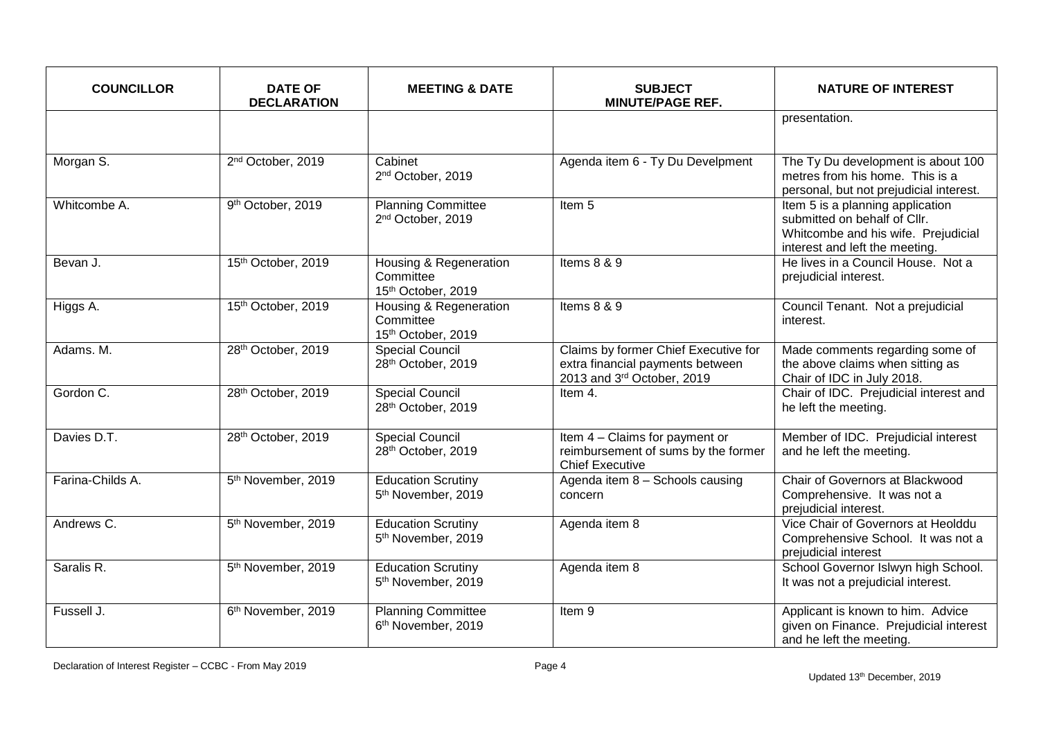| COUNCILLOR | DATE OF DECLARATION | MEETING & DATE | SUBJECT MINUTE/PAGE REF. | NATURE OF INTEREST |
|---|---|---|---|---|
| | | | | presentation. |
| Morgan S. | 2nd October, 2019 | Cabinet 2nd October, 2019 | Agenda item 6 - Ty Du Develpment | The Ty Du development is about 100 metres from his home. This is a personal, but not prejudicial interest. |
| Whitcombe A. | 9th October, 2019 | Planning Committee 2nd October, 2019 | Item 5 | Item 5 is a planning application submitted on behalf of Cllr. Whitcombe and his wife. Prejudicial interest and left the meeting. |
| Bevan J. | 15th October, 2019 | Housing & Regeneration Committee 15th October, 2019 | Items 8 & 9 | He lives in a Council House. Not a prejudicial interest. |
| Higgs A. | 15th October, 2019 | Housing & Regeneration Committee 15th October, 2019 | Items 8 & 9 | Council Tenant. Not a prejudicial interest. |
| Adams. M. | 28th October, 2019 | Special Council 28th October, 2019 | Claims by former Chief Executive for extra financial payments between 2013 and 3rd October, 2019 | Made comments regarding some of the above claims when sitting as Chair of IDC in July 2018. |
| Gordon C. | 28th October, 2019 | Special Council 28th October, 2019 | Item 4. | Chair of IDC. Prejudicial interest and he left the meeting. |
| Davies D.T. | 28th October, 2019 | Special Council 28th October, 2019 | Item 4 – Claims for payment or reimbursement of sums by the former Chief Executive | Member of IDC. Prejudicial interest and he left the meeting. |
| Farina-Childs A. | 5th November, 2019 | Education Scrutiny 5th November, 2019 | Agenda item 8 – Schools causing concern | Chair of Governors at Blackwood Comprehensive. It was not a prejudicial interest. |
| Andrews C. | 5th November, 2019 | Education Scrutiny 5th November, 2019 | Agenda item 8 | Vice Chair of Governors at Heolddu Comprehensive School. It was not a prejudicial interest |
| Saralis R. | 5th November, 2019 | Education Scrutiny 5th November, 2019 | Agenda item 8 | School Governor Islwyn high School. It was not a prejudicial interest. |
| Fussell J. | 6th November, 2019 | Planning Committee 6th November, 2019 | Item 9 | Applicant is known to him. Advice given on Finance. Prejudicial interest and he left the meeting. |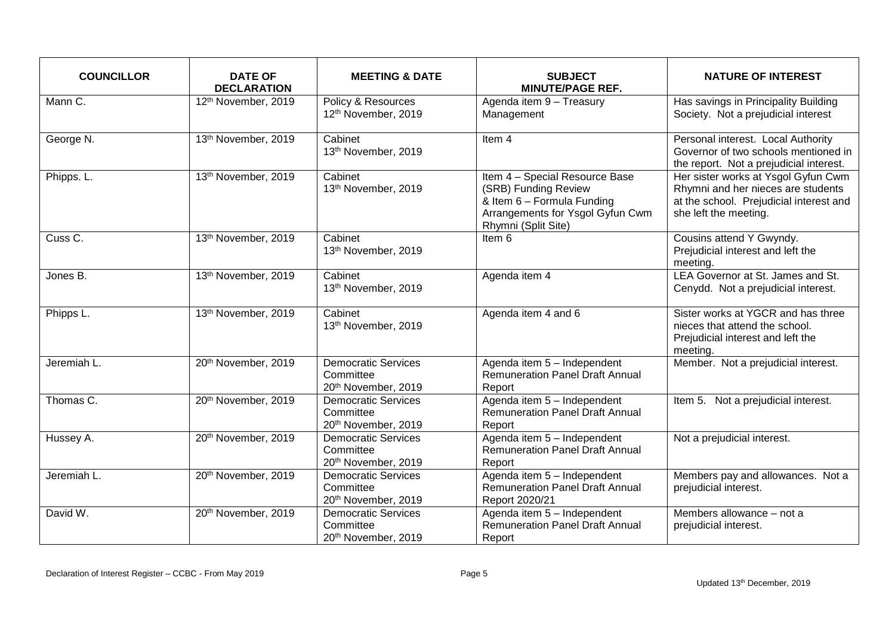| COUNCILLOR | DATE OF DECLARATION | MEETING & DATE | SUBJECT MINUTE/PAGE REF. | NATURE OF INTEREST |
|---|---|---|---|---|
| Mann C. | 12th November, 2019 | Policy & Resources 12th November, 2019 | Agenda item 9 – Treasury Management | Has savings in Principality Building Society. Not a prejudicial interest |
| George N. | 13th November, 2019 | Cabinet 13th November, 2019 | Item 4 | Personal interest. Local Authority Governor of two schools mentioned in the report. Not a prejudicial interest. |
| Phipps. L. | 13th November, 2019 | Cabinet 13th November, 2019 | Item 4 – Special Resource Base (SRB) Funding Review & Item 6 – Formula Funding Arrangements for Ysgol Gyfun Cwm Rhymni (Split Site) | Her sister works at Ysgol Gyfun Cwm Rhymni and her nieces are students at the school. Prejudicial interest and she left the meeting. |
| Cuss C. | 13th November, 2019 | Cabinet 13th November, 2019 | Item 6 | Cousins attend Y Gwyndy. Prejudicial interest and left the meeting. |
| Jones B. | 13th November, 2019 | Cabinet 13th November, 2019 | Agenda item 4 | LEA Governor at St. James and St. Cenydd. Not a prejudicial interest. |
| Phipps L. | 13th November, 2019 | Cabinet 13th November, 2019 | Agenda item 4 and 6 | Sister works at YGCR and has three nieces that attend the school. Prejudicial interest and left the meeting. |
| Jeremiah L. | 20th November, 2019 | Democratic Services Committee 20th November, 2019 | Agenda item 5 – Independent Remuneration Panel Draft Annual Report | Member. Not a prejudicial interest. |
| Thomas C. | 20th November, 2019 | Democratic Services Committee 20th November, 2019 | Agenda item 5 – Independent Remuneration Panel Draft Annual Report | Item 5. Not a prejudicial interest. |
| Hussey A. | 20th November, 2019 | Democratic Services Committee 20th November, 2019 | Agenda item 5 – Independent Remuneration Panel Draft Annual Report | Not a prejudicial interest. |
| Jeremiah L. | 20th November, 2019 | Democratic Services Committee 20th November, 2019 | Agenda item 5 – Independent Remuneration Panel Draft Annual Report 2020/21 | Members pay and allowances. Not a prejudicial interest. |
| David W. | 20th November, 2019 | Democratic Services Committee 20th November, 2019 | Agenda item 5 – Independent Remuneration Panel Draft Annual Report | Members allowance – not a prejudicial interest. |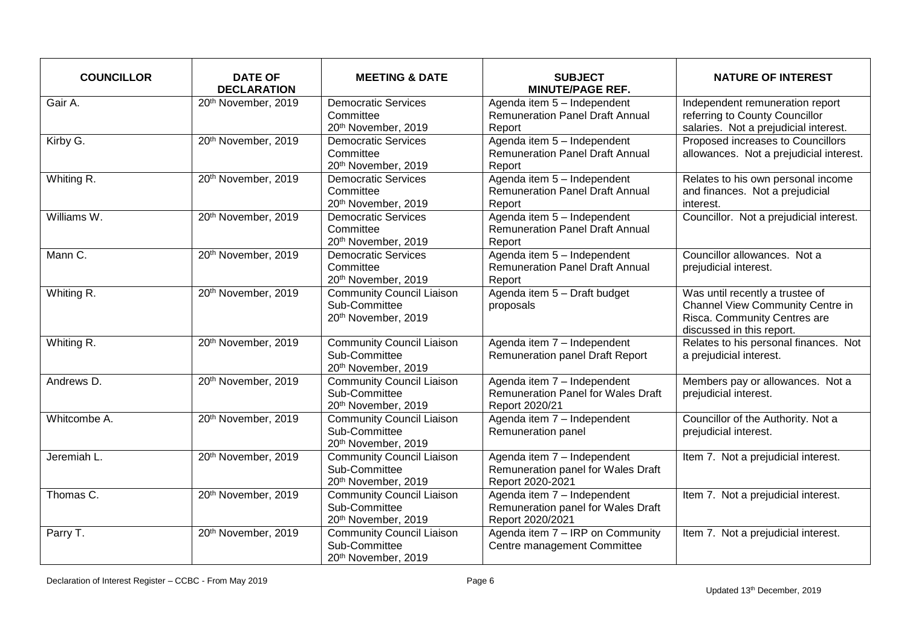| COUNCILLOR | DATE OF DECLARATION | MEETING & DATE | SUBJECT MINUTE/PAGE REF. | NATURE OF INTEREST |
|---|---|---|---|---|
| Gair A. | 20th November, 2019 | Democratic Services Committee 20th November, 2019 | Agenda item 5 – Independent Remuneration Panel Draft Annual Report | Independent remuneration report referring to County Councillor salaries. Not a prejudicial interest. |
| Kirby G. | 20th November, 2019 | Democratic Services Committee 20th November, 2019 | Agenda item 5 – Independent Remuneration Panel Draft Annual Report | Proposed increases to Councillors allowances. Not a prejudicial interest. |
| Whiting R. | 20th November, 2019 | Democratic Services Committee 20th November, 2019 | Agenda item 5 – Independent Remuneration Panel Draft Annual Report | Relates to his own personal income and finances. Not a prejudicial interest. |
| Williams W. | 20th November, 2019 | Democratic Services Committee 20th November, 2019 | Agenda item 5 – Independent Remuneration Panel Draft Annual Report | Councillor. Not a prejudicial interest. |
| Mann C. | 20th November, 2019 | Democratic Services Committee 20th November, 2019 | Agenda item 5 – Independent Remuneration Panel Draft Annual Report | Councillor allowances. Not a prejudicial interest. |
| Whiting R. | 20th November, 2019 | Community Council Liaison Sub-Committee 20th November, 2019 | Agenda item 5 – Draft budget proposals | Was until recently a trustee of Channel View Community Centre in Risca. Community Centres are discussed in this report. |
| Whiting R. | 20th November, 2019 | Community Council Liaison Sub-Committee 20th November, 2019 | Agenda item 7 – Independent Remuneration panel Draft Report | Relates to his personal finances. Not a prejudicial interest. |
| Andrews D. | 20th November, 2019 | Community Council Liaison Sub-Committee 20th November, 2019 | Agenda item 7 – Independent Remuneration Panel for Wales Draft Report 2020/21 | Members pay or allowances. Not a prejudicial interest. |
| Whitcombe A. | 20th November, 2019 | Community Council Liaison Sub-Committee 20th November, 2019 | Agenda item 7 – Independent Remuneration panel | Councillor of the Authority. Not a prejudicial interest. |
| Jeremiah L. | 20th November, 2019 | Community Council Liaison Sub-Committee 20th November, 2019 | Agenda item 7 – Independent Remuneration panel for Wales Draft Report 2020-2021 | Item 7. Not a prejudicial interest. |
| Thomas C. | 20th November, 2019 | Community Council Liaison Sub-Committee 20th November, 2019 | Agenda item 7 – Independent Remuneration panel for Wales Draft Report 2020/2021 | Item 7. Not a prejudicial interest. |
| Parry T. | 20th November, 2019 | Community Council Liaison Sub-Committee 20th November, 2019 | Agenda item 7 – IRP on Community Centre management Committee | Item 7. Not a prejudicial interest. |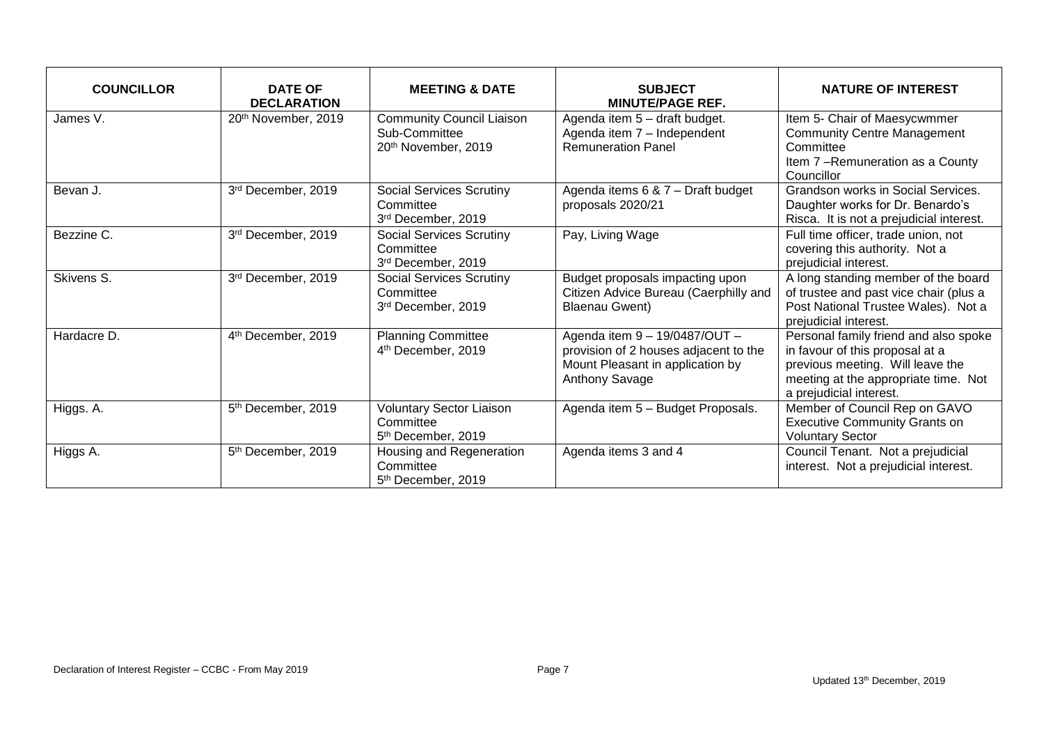| COUNCILLOR | DATE OF DECLARATION | MEETING & DATE | SUBJECT MINUTE/PAGE REF. | NATURE OF INTEREST |
|---|---|---|---|---|
| James V. | 20th November, 2019 | Community Council Liaison Sub-Committee 20th November, 2019 | Agenda item 5 – draft budget. Agenda item 7 – Independent Remuneration Panel | Item 5- Chair of Maesycwmmer Community Centre Management Committee Item 7 –Remuneration as a County Councillor |
| Bevan J. | 3rd December, 2019 | Social Services Scrutiny Committee 3rd December, 2019 | Agenda items 6 & 7 – Draft budget proposals 2020/21 | Grandson works in Social Services. Daughter works for Dr. Benardo's Risca. It is not a prejudicial interest. |
| Bezzine C. | 3rd December, 2019 | Social Services Scrutiny Committee 3rd December, 2019 | Pay, Living Wage | Full time officer, trade union, not covering this authority. Not a prejudicial interest. |
| Skivens S. | 3rd December, 2019 | Social Services Scrutiny Committee 3rd December, 2019 | Budget proposals impacting upon Citizen Advice Bureau (Caerphilly and Blaenau Gwent) | A long standing member of the board of trustee and past vice chair (plus a Post National Trustee Wales). Not a prejudicial interest. |
| Hardacre D. | 4th December, 2019 | Planning Committee 4th December, 2019 | Agenda item 9 – 19/0487/OUT – provision of 2 houses adjacent to the Mount Pleasant in application by Anthony Savage | Personal family friend and also spoke in favour of this proposal at a previous meeting. Will leave the meeting at the appropriate time. Not a prejudicial interest. |
| Higgs. A. | 5th December, 2019 | Voluntary Sector Liaison Committee 5th December, 2019 | Agenda item 5 – Budget Proposals. | Member of Council Rep on GAVO Executive Community Grants on Voluntary Sector |
| Higgs A. | 5th December, 2019 | Housing and Regeneration Committee 5th December, 2019 | Agenda items 3 and 4 | Council Tenant. Not a prejudicial interest. Not a prejudicial interest. |

Updated 13th December, 2019